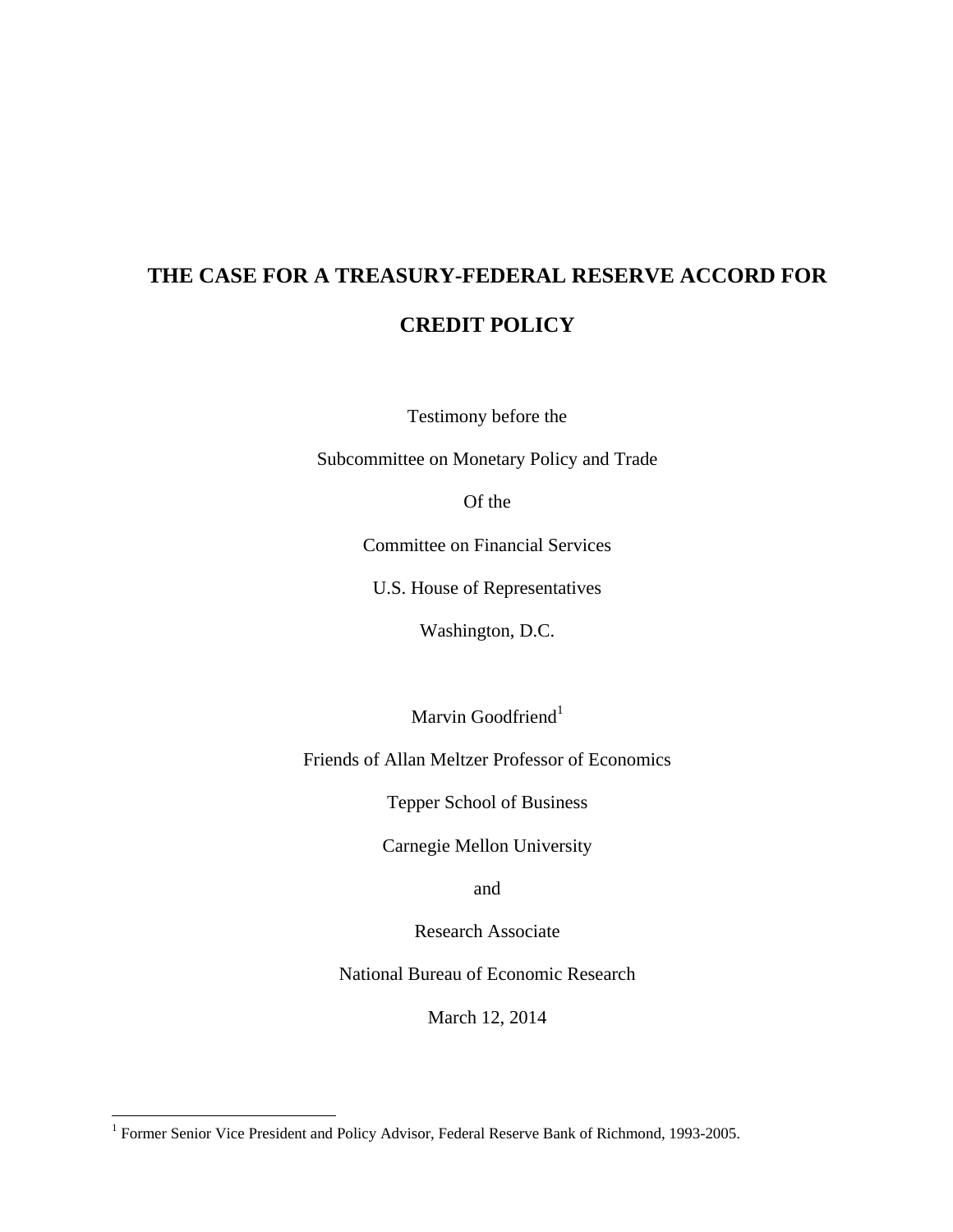# THE CASE FOR A TREASURY-FEDERAL RESERVE ACCORD FOR CREDIT POLICY

Testimony before the

Subcommittee on Monetary Policy and Trade

Of the

Committee on Financial Services

U.S. House of Representatives

Washington, D.C.

Marvin Goodfriend[1]

Friends of Allan Meltzer Professor of Economics

Tepper School of Business

Carnegie Mellon University

and

Research Associate

National Bureau of Economic Research

March 12, 2014

---

[1] Former Senior Vice President and Policy Advisor, Federal Reserve Bank of Richmond, 1993-2005.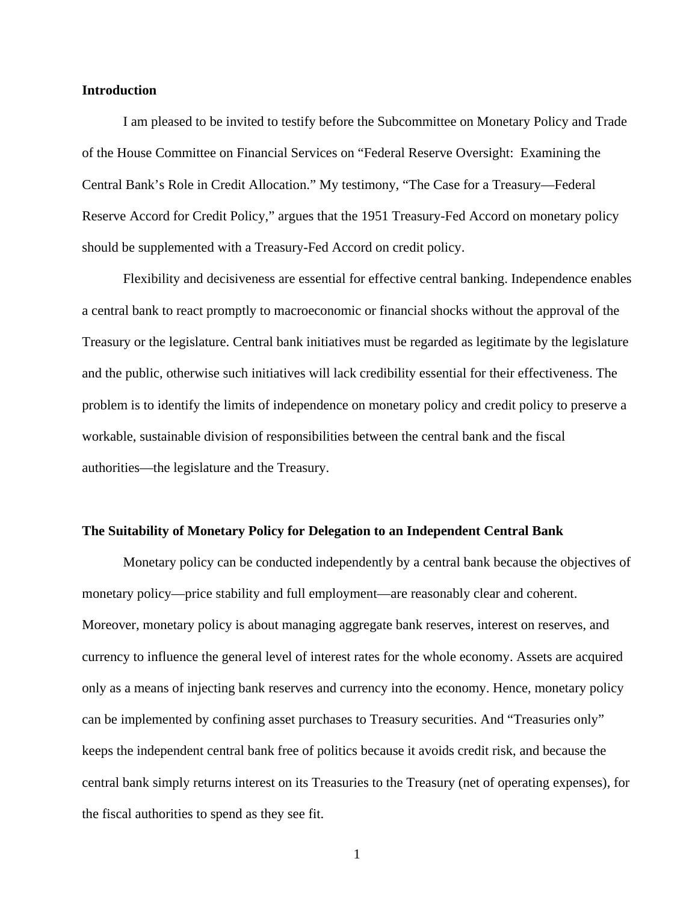## Introduction

I am pleased to be invited to testify before the Subcommittee on Monetary Policy and Trade of the House Committee on Financial Services on "Federal Reserve Oversight: Examining the Central Bank's Role in Credit Allocation." My testimony, "The Case for a Treasury—Federal Reserve Accord for Credit Policy," argues that the 1951 Treasury-Fed Accord on monetary policy should be supplemented with a Treasury-Fed Accord on credit policy.

Flexibility and decisiveness are essential for effective central banking. Independence enables a central bank to react promptly to macroeconomic or financial shocks without the approval of the Treasury or the legislature. Central bank initiatives must be regarded as legitimate by the legislature and the public, otherwise such initiatives will lack credibility essential for their effectiveness. The problem is to identify the limits of independence on monetary policy and credit policy to preserve a workable, sustainable division of responsibilities between the central bank and the fiscal authorities—the legislature and the Treasury.

## The Suitability of Monetary Policy for Delegation to an Independent Central Bank

Monetary policy can be conducted independently by a central bank because the objectives of monetary policy—price stability and full employment—are reasonably clear and coherent. Moreover, monetary policy is about managing aggregate bank reserves, interest on reserves, and currency to influence the general level of interest rates for the whole economy. Assets are acquired only as a means of injecting bank reserves and currency into the economy. Hence, monetary policy can be implemented by confining asset purchases to Treasury securities. And "Treasuries only" keeps the independent central bank free of politics because it avoids credit risk, and because the central bank simply returns interest on its Treasuries to the Treasury (net of operating expenses), for the fiscal authorities to spend as they see fit.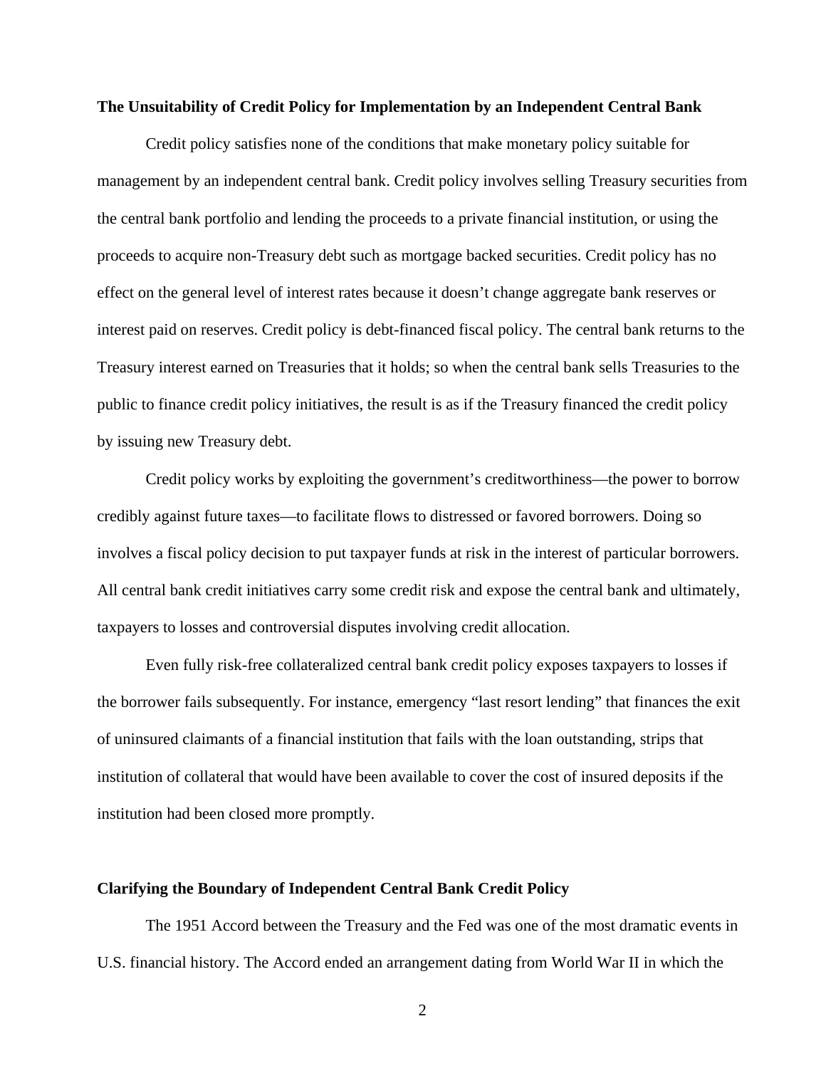**The Unsuitability of Credit Policy for Implementation by an Independent Central Bank**

Credit policy satisfies none of the conditions that make monetary policy suitable for management by an independent central bank. Credit policy involves selling Treasury securities from the central bank portfolio and lending the proceeds to a private financial institution, or using the proceeds to acquire non-Treasury debt such as mortgage backed securities. Credit policy has no effect on the general level of interest rates because it doesn't change aggregate bank reserves or interest paid on reserves. Credit policy is debt-financed fiscal policy. The central bank returns to the Treasury interest earned on Treasuries that it holds; so when the central bank sells Treasuries to the public to finance credit policy initiatives, the result is as if the Treasury financed the credit policy by issuing new Treasury debt.

Credit policy works by exploiting the government's creditworthiness—the power to borrow credibly against future taxes—to facilitate flows to distressed or favored borrowers. Doing so involves a fiscal policy decision to put taxpayer funds at risk in the interest of particular borrowers. All central bank credit initiatives carry some credit risk and expose the central bank and ultimately, taxpayers to losses and controversial disputes involving credit allocation.

Even fully risk-free collateralized central bank credit policy exposes taxpayers to losses if the borrower fails subsequently. For instance, emergency "last resort lending" that finances the exit of uninsured claimants of a financial institution that fails with the loan outstanding, strips that institution of collateral that would have been available to cover the cost of insured deposits if the institution had been closed more promptly.

**Clarifying the Boundary of Independent Central Bank Credit Policy**

The 1951 Accord between the Treasury and the Fed was one of the most dramatic events in U.S. financial history. The Accord ended an arrangement dating from World War II in which the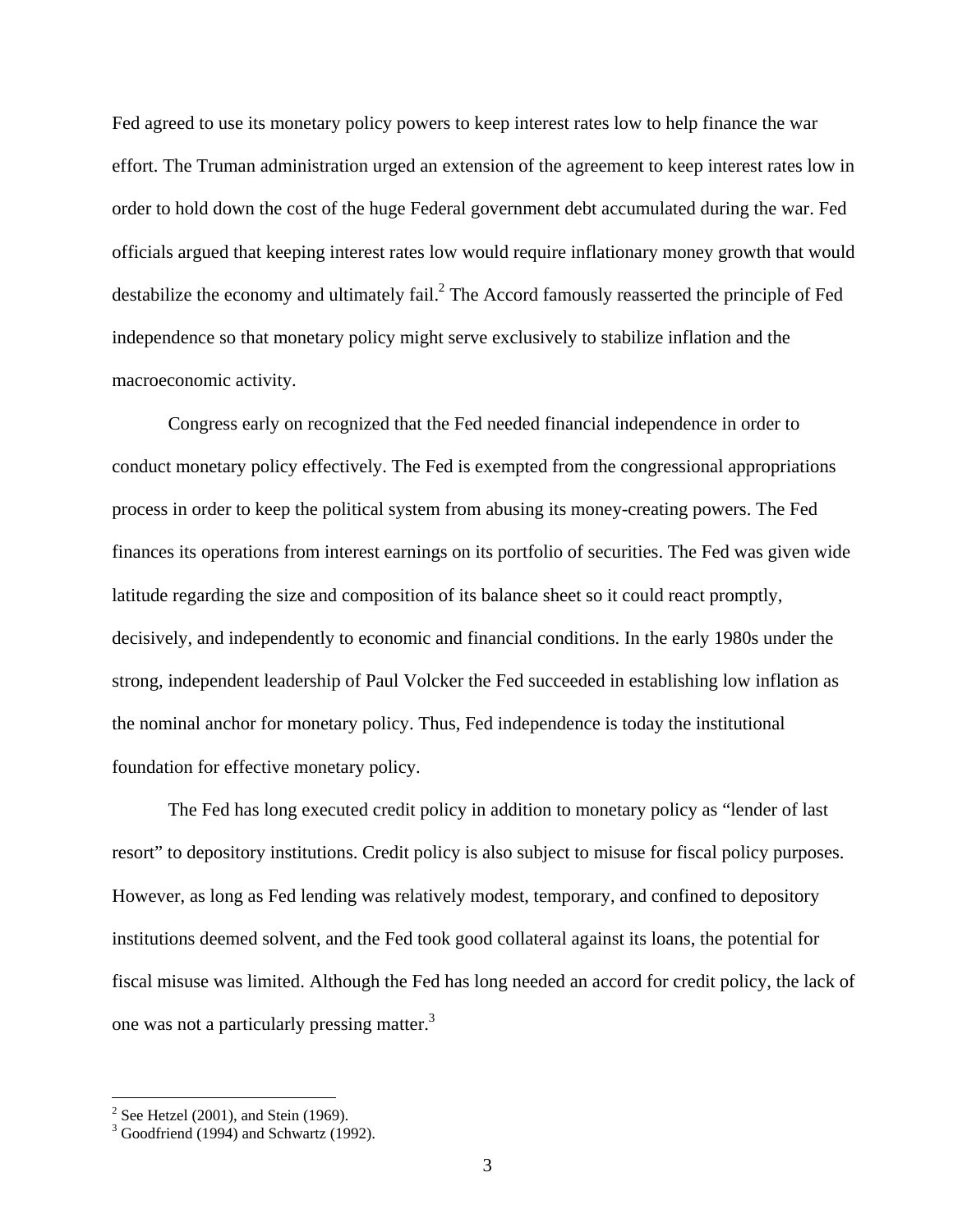Fed agreed to use its monetary policy powers to keep interest rates low to help finance the war effort. The Truman administration urged an extension of the agreement to keep interest rates low in order to hold down the cost of the huge Federal government debt accumulated during the war. Fed officials argued that keeping interest rates low would require inflationary money growth that would destabilize the economy and ultimately fail.[2] The Accord famously reasserted the principle of Fed independence so that monetary policy might serve exclusively to stabilize inflation and the macroeconomic activity.

Congress early on recognized that the Fed needed financial independence in order to conduct monetary policy effectively. The Fed is exempted from the congressional appropriations process in order to keep the political system from abusing its money-creating powers. The Fed finances its operations from interest earnings on its portfolio of securities. The Fed was given wide latitude regarding the size and composition of its balance sheet so it could react promptly, decisively, and independently to economic and financial conditions. In the early 1980s under the strong, independent leadership of Paul Volcker the Fed succeeded in establishing low inflation as the nominal anchor for monetary policy. Thus, Fed independence is today the institutional foundation for effective monetary policy.

The Fed has long executed credit policy in addition to monetary policy as "lender of last resort" to depository institutions. Credit policy is also subject to misuse for fiscal policy purposes. However, as long as Fed lending was relatively modest, temporary, and confined to depository institutions deemed solvent, and the Fed took good collateral against its loans, the potential for fiscal misuse was limited. Although the Fed has long needed an accord for credit policy, the lack of one was not a particularly pressing matter.[3]

---

[2] See Hetzel (2001), and Stein (1969).

[3] Goodfriend (1994) and Schwartz (1992).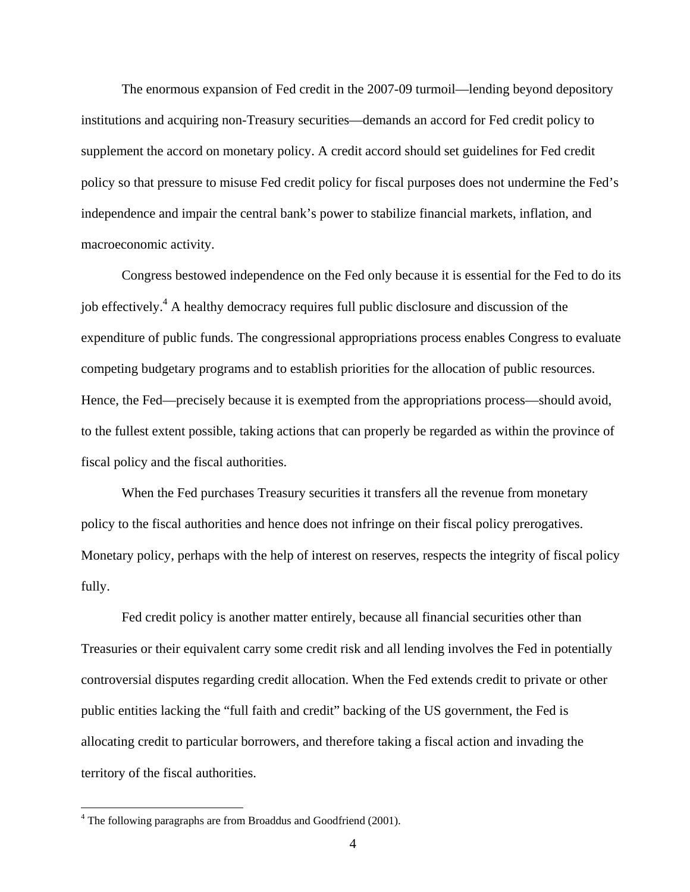The enormous expansion of Fed credit in the 2007-09 turmoil—lending beyond depository institutions and acquiring non-Treasury securities—demands an accord for Fed credit policy to supplement the accord on monetary policy. A credit accord should set guidelines for Fed credit policy so that pressure to misuse Fed credit policy for fiscal purposes does not undermine the Fed's independence and impair the central bank's power to stabilize financial markets, inflation, and macroeconomic activity.

Congress bestowed independence on the Fed only because it is essential for the Fed to do its job effectively.[4] A healthy democracy requires full public disclosure and discussion of the expenditure of public funds. The congressional appropriations process enables Congress to evaluate competing budgetary programs and to establish priorities for the allocation of public resources. Hence, the Fed—precisely because it is exempted from the appropriations process—should avoid, to the fullest extent possible, taking actions that can properly be regarded as within the province of fiscal policy and the fiscal authorities.

When the Fed purchases Treasury securities it transfers all the revenue from monetary policy to the fiscal authorities and hence does not infringe on their fiscal policy prerogatives. Monetary policy, perhaps with the help of interest on reserves, respects the integrity of fiscal policy fully.

Fed credit policy is another matter entirely, because all financial securities other than Treasuries or their equivalent carry some credit risk and all lending involves the Fed in potentially controversial disputes regarding credit allocation. When the Fed extends credit to private or other public entities lacking the "full faith and credit" backing of the US government, the Fed is allocating credit to particular borrowers, and therefore taking a fiscal action and invading the territory of the fiscal authorities.

---

[4] The following paragraphs are from Broaddus and Goodfriend (2001).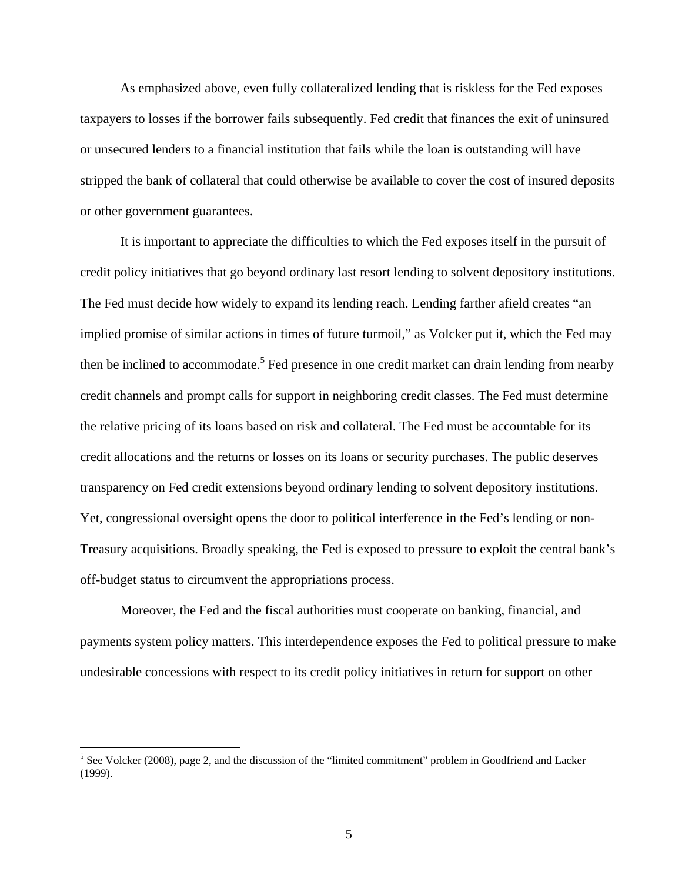As emphasized above, even fully collateralized lending that is riskless for the Fed exposes taxpayers to losses if the borrower fails subsequently. Fed credit that finances the exit of uninsured or unsecured lenders to a financial institution that fails while the loan is outstanding will have stripped the bank of collateral that could otherwise be available to cover the cost of insured deposits or other government guarantees.

It is important to appreciate the difficulties to which the Fed exposes itself in the pursuit of credit policy initiatives that go beyond ordinary last resort lending to solvent depository institutions. The Fed must decide how widely to expand its lending reach. Lending farther afield creates "an implied promise of similar actions in times of future turmoil," as Volcker put it, which the Fed may then be inclined to accommodate.[5] Fed presence in one credit market can drain lending from nearby credit channels and prompt calls for support in neighboring credit classes. The Fed must determine the relative pricing of its loans based on risk and collateral. The Fed must be accountable for its credit allocations and the returns or losses on its loans or security purchases. The public deserves transparency on Fed credit extensions beyond ordinary lending to solvent depository institutions. Yet, congressional oversight opens the door to political interference in the Fed's lending or non-Treasury acquisitions. Broadly speaking, the Fed is exposed to pressure to exploit the central bank's off-budget status to circumvent the appropriations process.

Moreover, the Fed and the fiscal authorities must cooperate on banking, financial, and payments system policy matters. This interdependence exposes the Fed to political pressure to make undesirable concessions with respect to its credit policy initiatives in return for support on other

[5] See Volcker (2008), page 2, and the discussion of the "limited commitment" problem in Goodfriend and Lacker (1999).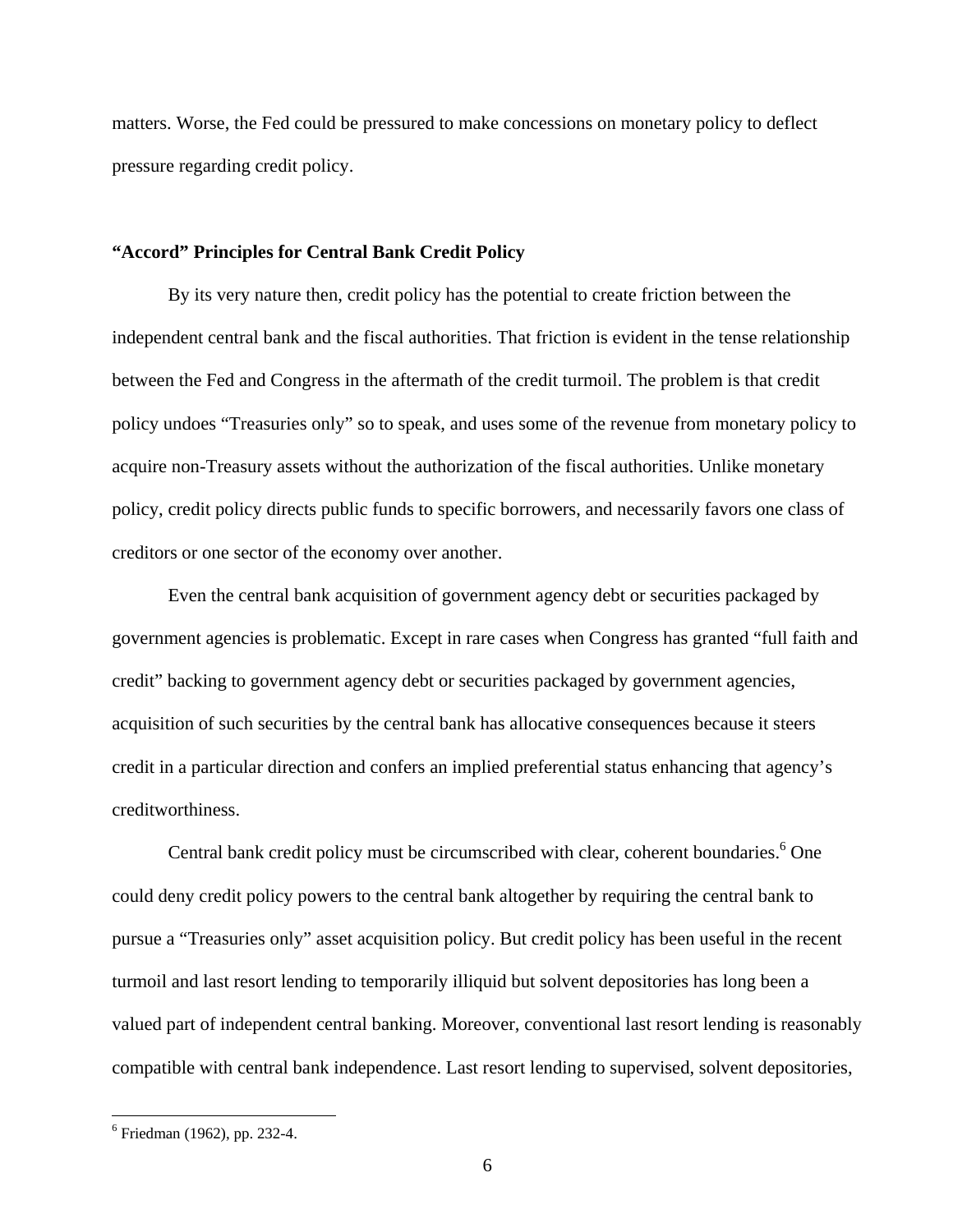matters. Worse, the Fed could be pressured to make concessions on monetary policy to deflect pressure regarding credit policy.

## **"Accord" Principles for Central Bank Credit Policy**

By its very nature then, credit policy has the potential to create friction between the independent central bank and the fiscal authorities. That friction is evident in the tense relationship between the Fed and Congress in the aftermath of the credit turmoil. The problem is that credit policy undoes "Treasuries only" so to speak, and uses some of the revenue from monetary policy to acquire non-Treasury assets without the authorization of the fiscal authorities. Unlike monetary policy, credit policy directs public funds to specific borrowers, and necessarily favors one class of creditors or one sector of the economy over another.

Even the central bank acquisition of government agency debt or securities packaged by government agencies is problematic. Except in rare cases when Congress has granted "full faith and credit" backing to government agency debt or securities packaged by government agencies, acquisition of such securities by the central bank has allocative consequences because it steers credit in a particular direction and confers an implied preferential status enhancing that agency's creditworthiness.

Central bank credit policy must be circumscribed with clear, coherent boundaries.[6] One could deny credit policy powers to the central bank altogether by requiring the central bank to pursue a "Treasuries only" asset acquisition policy. But credit policy has been useful in the recent turmoil and last resort lending to temporarily illiquid but solvent depositories has long been a valued part of independent central banking. Moreover, conventional last resort lending is reasonably compatible with central bank independence. Last resort lending to supervised, solvent depositories,

[6] Friedman (1962), pp. 232-4.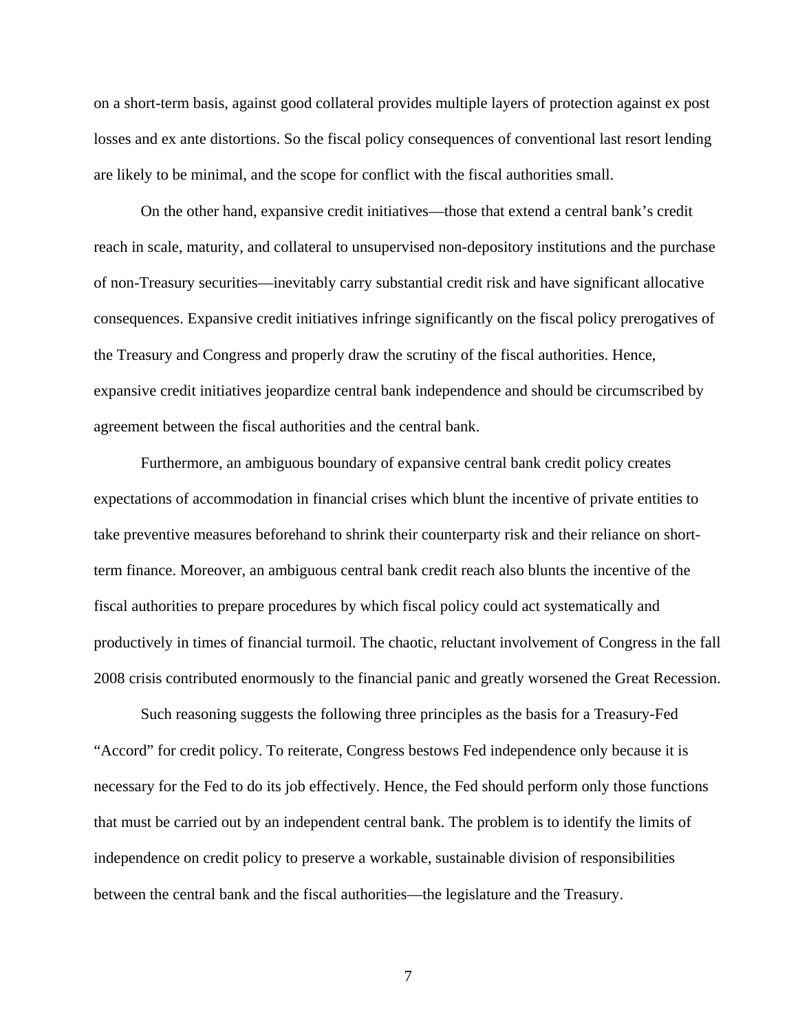on a short-term basis, against good collateral provides multiple layers of protection against ex post losses and ex ante distortions. So the fiscal policy consequences of conventional last resort lending are likely to be minimal, and the scope for conflict with the fiscal authorities small.

On the other hand, expansive credit initiatives—those that extend a central bank's credit reach in scale, maturity, and collateral to unsupervised non-depository institutions and the purchase of non-Treasury securities—inevitably carry substantial credit risk and have significant allocative consequences. Expansive credit initiatives infringe significantly on the fiscal policy prerogatives of the Treasury and Congress and properly draw the scrutiny of the fiscal authorities. Hence, expansive credit initiatives jeopardize central bank independence and should be circumscribed by agreement between the fiscal authorities and the central bank.

Furthermore, an ambiguous boundary of expansive central bank credit policy creates expectations of accommodation in financial crises which blunt the incentive of private entities to take preventive measures beforehand to shrink their counterparty risk and their reliance on short-term finance. Moreover, an ambiguous central bank credit reach also blunts the incentive of the fiscal authorities to prepare procedures by which fiscal policy could act systematically and productively in times of financial turmoil. The chaotic, reluctant involvement of Congress in the fall 2008 crisis contributed enormously to the financial panic and greatly worsened the Great Recession.

Such reasoning suggests the following three principles as the basis for a Treasury-Fed "Accord" for credit policy. To reiterate, Congress bestows Fed independence only because it is necessary for the Fed to do its job effectively. Hence, the Fed should perform only those functions that must be carried out by an independent central bank. The problem is to identify the limits of independence on credit policy to preserve a workable, sustainable division of responsibilities between the central bank and the fiscal authorities—the legislature and the Treasury.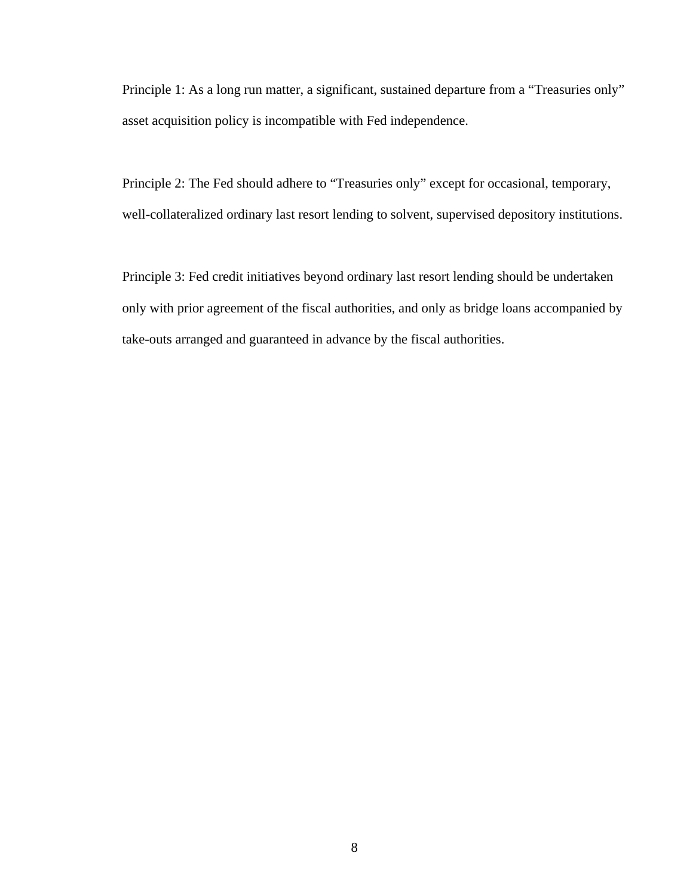Principle 1: As a long run matter, a significant, sustained departure from a "Treasuries only" asset acquisition policy is incompatible with Fed independence.

Principle 2: The Fed should adhere to "Treasuries only" except for occasional, temporary, well-collateralized ordinary last resort lending to solvent, supervised depository institutions.

Principle 3: Fed credit initiatives beyond ordinary last resort lending should be undertaken only with prior agreement of the fiscal authorities, and only as bridge loans accompanied by take-outs arranged and guaranteed in advance by the fiscal authorities.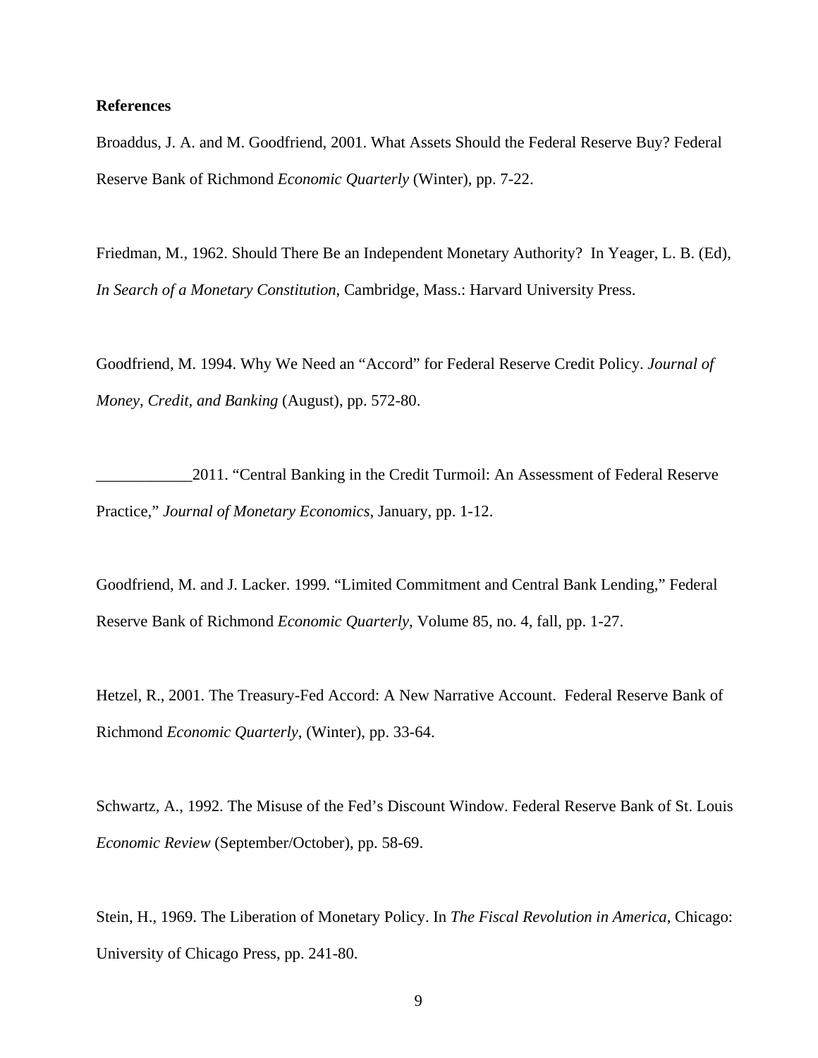**References**

Broaddus, J. A. and M. Goodfriend, 2001. What Assets Should the Federal Reserve Buy? Federal Reserve Bank of Richmond *Economic Quarterly* (Winter), pp. 7-22.

Friedman, M., 1962. Should There Be an Independent Monetary Authority? In Yeager, L. B. (Ed), *In Search of a Monetary Constitution*, Cambridge, Mass.: Harvard University Press.

Goodfriend, M. 1994. Why We Need an "Accord" for Federal Reserve Credit Policy. *Journal of Money, Credit, and Banking* (August), pp. 572-80.

____________2011. "Central Banking in the Credit Turmoil: An Assessment of Federal Reserve Practice," *Journal of Monetary Economics*, January, pp. 1-12.

Goodfriend, M. and J. Lacker. 1999. "Limited Commitment and Central Bank Lending," Federal Reserve Bank of Richmond *Economic Quarterly*, Volume 85, no. 4, fall, pp. 1-27.

Hetzel, R., 2001. The Treasury-Fed Accord: A New Narrative Account. Federal Reserve Bank of Richmond *Economic Quarterly*, (Winter), pp. 33-64.

Schwartz, A., 1992. The Misuse of the Fed's Discount Window. Federal Reserve Bank of St. Louis *Economic Review* (September/October), pp. 58-69.

Stein, H., 1969. The Liberation of Monetary Policy. In *The Fiscal Revolution in America*, Chicago: University of Chicago Press, pp. 241-80.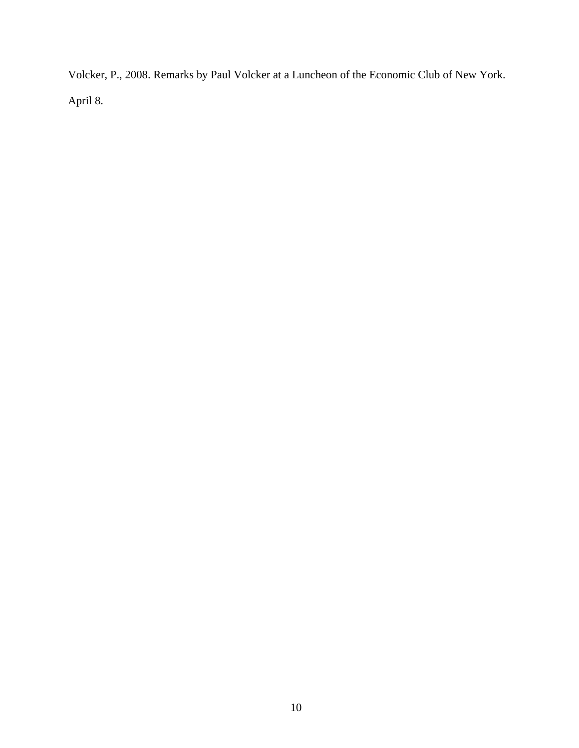Volcker, P., 2008. Remarks by Paul Volcker at a Luncheon of the Economic Club of New York. April 8.